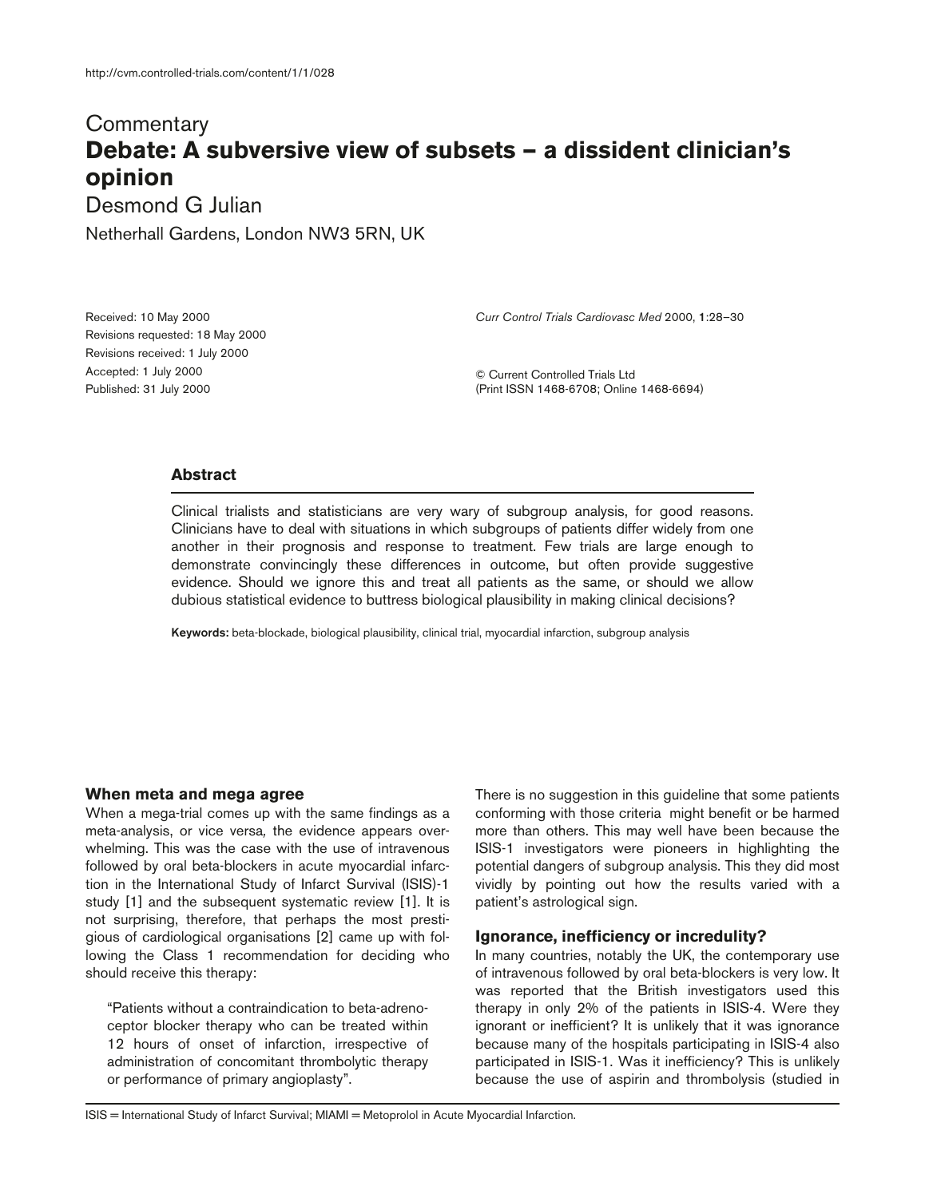Commentary

# Debate: A subversive view of subsets – a dissident clinician's opinion

Desmond G Julian

Netherhall Gardens, London NW3 5RN, UK

Received: 10 May 2000
Revisions requested: 18 May 2000
Revisions received: 1 July 2000
Accepted: 1 July 2000
Published: 31 July 2000

*Curr Control Trials Cardiovasc Med* 2000, **1**:28–30

© Current Controlled Trials Ltd
(Print ISSN 1468-6708; Online 1468-6694)

## Abstract

Clinical trialists and statisticians are very wary of subgroup analysis, for good reasons. Clinicians have to deal with situations in which subgroups of patients differ widely from one another in their prognosis and response to treatment. Few trials are large enough to demonstrate convincingly these differences in outcome, but often provide suggestive evidence. Should we ignore this and treat all patients as the same, or should we allow dubious statistical evidence to buttress biological plausibility in making clinical decisions?

**Keywords:** beta-blockade, biological plausibility, clinical trial, myocardial infarction, subgroup analysis

## When meta and mega agree

When a mega-trial comes up with the same findings as a meta-analysis, or vice versa, the evidence appears overwhelming. This was the case with the use of intravenous followed by oral beta-blockers in acute myocardial infarction in the International Study of Infarct Survival (ISIS)-1 study [1] and the subsequent systematic review [1]. It is not surprising, therefore, that perhaps the most prestigious of cardiological organisations [2] came up with following the Class 1 recommendation for deciding who should receive this therapy:

> "Patients without a contraindication to beta-adrenoceptor blocker therapy who can be treated within 12 hours of onset of infarction, irrespective of administration of concomitant thrombolytic therapy or performance of primary angioplasty".

There is no suggestion in this guideline that some patients conforming with those criteria might benefit or be harmed more than others. This may well have been because the ISIS-1 investigators were pioneers in highlighting the potential dangers of subgroup analysis. This they did most vividly by pointing out how the results varied with a patient's astrological sign.

## Ignorance, inefficiency or incredulity?

In many countries, notably the UK, the contemporary use of intravenous followed by oral beta-blockers is very low. It was reported that the British investigators used this therapy in only 2% of the patients in ISIS-4. Were they ignorant or inefficient? It is unlikely that it was ignorance because many of the hospitals participating in ISIS-4 also participated in ISIS-1. Was it inefficiency? This is unlikely because the use of aspirin and thrombolysis (studied in

ISIS = International Study of Infarct Survival; MIAMI = Metoprolol in Acute Myocardial Infarction.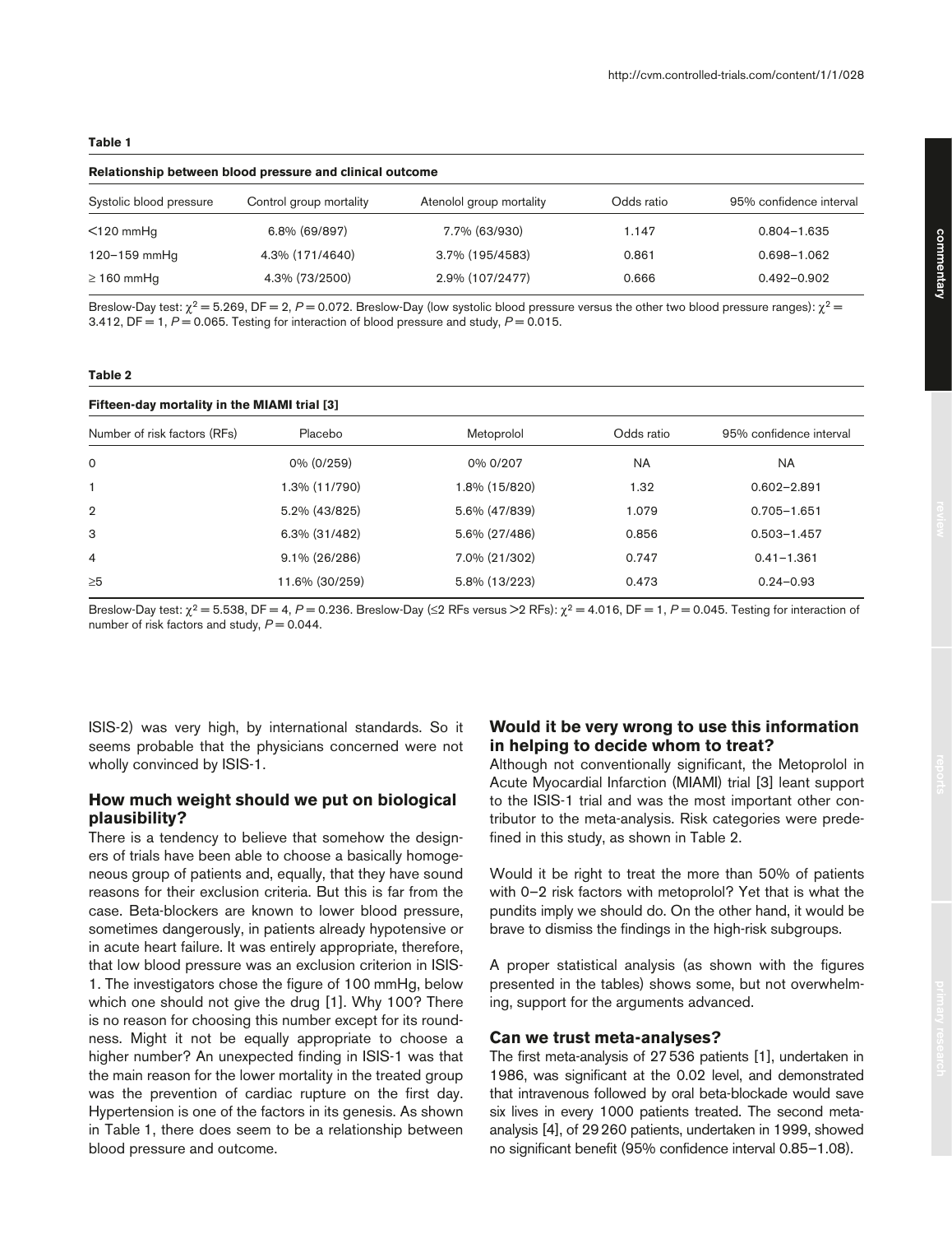**Table 1**

**Relationship between blood pressure and clinical outcome**

| Systolic blood pressure | Control group mortality | Atenolol group mortality | Odds ratio | 95% confidence interval |
|---|---|---|---|---|
| <120 mmHg | 6.8% (69/897) | 7.7% (63/930) | 1.147 | 0.804–1.635 |
| 120–159 mmHg | 4.3% (171/4640) | 3.7% (195/4583) | 0.861 | 0.698–1.062 |
| ≥ 160 mmHg | 4.3% (73/2500) | 2.9% (107/2477) | 0.666 | 0.492–0.902 |

Breslow-Day test: $\chi^2 = 5.269$, DF = 2, $P = 0.072$. Breslow-Day (low systolic blood pressure versus the other two blood pressure ranges): $\chi^2 = 3.412$, DF = 1, $P = 0.065$. Testing for interaction of blood pressure and study, $P = 0.015$.

**Table 2**

**Fifteen-day mortality in the MIAMI trial [3]**

| Number of risk factors (RFs) | Placebo | Metoprolol | Odds ratio | 95% confidence interval |
|---|---|---|---|---|
| 0 | 0% (0/259) | 0% 0/207 | NA | NA |
| 1 | 1.3% (11/790) | 1.8% (15/820) | 1.32 | 0.602–2.891 |
| 2 | 5.2% (43/825) | 5.6% (47/839) | 1.079 | 0.705–1.651 |
| 3 | 6.3% (31/482) | 5.6% (27/486) | 0.856 | 0.503–1.457 |
| 4 | 9.1% (26/286) | 7.0% (21/302) | 0.747 | 0.41–1.361 |
| ≥5 | 11.6% (30/259) | 5.8% (13/223) | 0.473 | 0.24–0.93 |

Breslow-Day test: $\chi^2 = 5.538$, DF = 4, $P = 0.236$. Breslow-Day (≤2 RFs versus >2 RFs): $\chi^2 = 4.016$, DF = 1, $P = 0.045$. Testing for interaction of number of risk factors and study, $P = 0.044$.

ISIS-2) was very high, by international standards. So it seems probable that the physicians concerned were not wholly convinced by ISIS-1.

## How much weight should we put on biological plausibility?

There is a tendency to believe that somehow the designers of trials have been able to choose a basically homogeneous group of patients and, equally, that they have sound reasons for their exclusion criteria. But this is far from the case. Beta-blockers are known to lower blood pressure, sometimes dangerously, in patients already hypotensive or in acute heart failure. It was entirely appropriate, therefore, that low blood pressure was an exclusion criterion in ISIS-1. The investigators chose the figure of 100 mmHg, below which one should not give the drug [1]. Why 100? There is no reason for choosing this number except for its roundness. Might it not be equally appropriate to choose a higher number? An unexpected finding in ISIS-1 was that the main reason for the lower mortality in the treated group was the prevention of cardiac rupture on the first day. Hypertension is one of the factors in its genesis. As shown in Table 1, there does seem to be a relationship between blood pressure and outcome.

## Would it be very wrong to use this information in helping to decide whom to treat?

Although not conventionally significant, the Metoprolol in Acute Myocardial Infarction (MIAMI) trial [3] leant support to the ISIS-1 trial and was the most important other contributor to the meta-analysis. Risk categories were predefined in this study, as shown in Table 2.

Would it be right to treat the more than 50% of patients with 0–2 risk factors with metoprolol? Yet that is what the pundits imply we should do. On the other hand, it would be brave to dismiss the findings in the high-risk subgroups.

A proper statistical analysis (as shown with the figures presented in the tables) shows some, but not overwhelming, support for the arguments advanced.

## Can we trust meta-analyses?

The first meta-analysis of 27 536 patients [1], undertaken in 1986, was significant at the 0.02 level, and demonstrated that intravenous followed by oral beta-blockade would save six lives in every 1000 patients treated. The second meta-analysis [4], of 29 260 patients, undertaken in 1999, showed no significant benefit (95% confidence interval 0.85–1.08).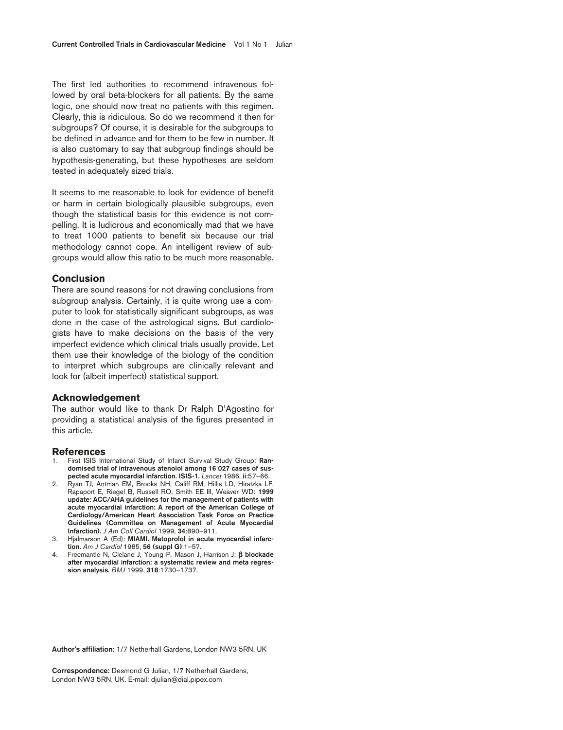The first led authorities to recommend intravenous followed by oral beta-blockers for all patients. By the same logic, one should now treat no patients with this regimen. Clearly, this is ridiculous. So do we recommend it then for subgroups? Of course, it is desirable for the subgroups to be defined in advance and for them to be few in number. It is also customary to say that subgroup findings should be hypothesis-generating, but these hypotheses are seldom tested in adequately sized trials.

It seems to me reasonable to look for evidence of benefit or harm in certain biologically plausible subgroups, even though the statistical basis for this evidence is not compelling. It is ludicrous and economically mad that we have to treat 1000 patients to benefit six because our trial methodology cannot cope. An intelligent review of subgroups would allow this ratio to be much more reasonable.

## Conclusion

There are sound reasons for not drawing conclusions from subgroup analysis. Certainly, it is quite wrong use a computer to look for statistically significant subgroups, as was done in the case of the astrological signs. But cardiologists have to make decisions on the basis of the very imperfect evidence which clinical trials usually provide. Let them use their knowledge of the biology of the condition to interpret which subgroups are clinically relevant and look for (albeit imperfect) statistical support.

## Acknowledgement

The author would like to thank Dr Ralph D'Agostino for providing a statistical analysis of the figures presented in this article.

## References

1. First ISIS International Study of Infarct Survival Study Group: **Randomised trial of intravenous atenolol among 16 027 cases of suspected acute myocardial infarction. ISIS-1.** *Lancet* 1986, **ii**:57–66.
2. Ryan TJ, Antman EM, Brooks NH, Califf RM, Hillis LD, Hiratzka LF, Rapaport E, Riegel B, Russell RO, Smith EE III, Weaver WD: **1999 update: ACC/AHA guidelines for the management of patients with acute myocardial infarction: A report of the American College of Cardiology/American Heart Association Task Force on Practice Guidelines (Committee on Management of Acute Myocardial Infarction).** *J Am Coll Cardiol* 1999, **34**:890–911.
3. Hjalmarson A (Ed): **MIAMI. Metoprolol in acute myocardial infarction.** *Am J Cardiol* 1985, **56 (suppl G)**:1–57.
4. Freemantle N, Cleland J, Young P, Mason J, Harrison J: **β blockade after myocardial infarction: a systematic review and meta regression analysis.** *BMJ* 1999, **318**:1730–1737.

**Author's affiliation:** 1/7 Netherhall Gardens, London NW3 5RN, UK

**Correspondence:** Desmond G Julian, 1/7 Netherhall Gardens, London NW3 5RN, UK. E-mail: djulian@dial.pipex.com